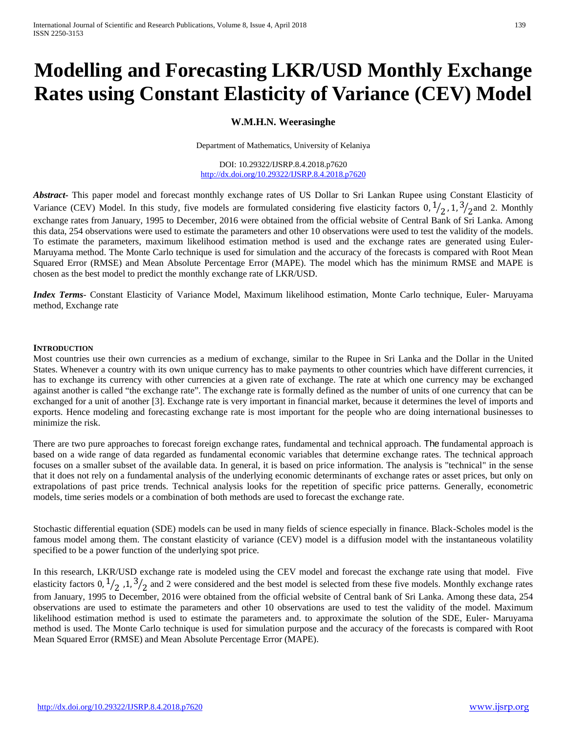# Modelling and Forecasting LKR/USD Monthly Exchange Rates using Constant Elasticity of Variance (CEV) Model

**W.M.H.N. Weerasinghe**

Department of Mathematics, University of Kelaniya

DOI: 10.29322/IJSRP.8.4.2018.p7620
http://dx.doi.org/10.29322/IJSRP.8.4.2018.p7620

***Abstract-*** This paper model and forecast monthly exchange rates of US Dollar to Sri Lankan Rupee using Constant Elasticity of Variance (CEV) Model. In this study, five models are formulated considering five elasticity factors $0, {}^{1}/_{2}, 1, {}^{3}/_{2}$ and 2. Monthly exchange rates from January, 1995 to December, 2016 were obtained from the official website of Central Bank of Sri Lanka. Among this data, 254 observations were used to estimate the parameters and other 10 observations were used to test the validity of the models. To estimate the parameters, maximum likelihood estimation method is used and the exchange rates are generated using Euler-Maruyama method. The Monte Carlo technique is used for simulation and the accuracy of the forecasts is compared with Root Mean Squared Error (RMSE) and Mean Absolute Percentage Error (MAPE). The model which has the minimum RMSE and MAPE is chosen as the best model to predict the monthly exchange rate of LKR/USD.

***Index Terms*-** Constant Elasticity of Variance Model, Maximum likelihood estimation, Monte Carlo technique, Euler- Maruyama method, Exchange rate

## INTRODUCTION

Most countries use their own currencies as a medium of exchange, similar to the Rupee in Sri Lanka and the Dollar in the United States. Whenever a country with its own unique currency has to make payments to other countries which have different currencies, it has to exchange its currency with other currencies at a given rate of exchange. The rate at which one currency may be exchanged against another is called "the exchange rate". The exchange rate is formally defined as the number of units of one currency that can be exchanged for a unit of another [3]. Exchange rate is very important in financial market, because it determines the level of imports and exports. Hence modeling and forecasting exchange rate is most important for the people who are doing international businesses to minimize the risk.

There are two pure approaches to forecast foreign exchange rates, fundamental and technical approach. The fundamental approach is based on a wide range of data regarded as fundamental economic variables that determine exchange rates. The technical approach focuses on a smaller subset of the available data. In general, it is based on price information. The analysis is "technical" in the sense that it does not rely on a fundamental analysis of the underlying economic determinants of exchange rates or asset prices, but only on extrapolations of past price trends. Technical analysis looks for the repetition of specific price patterns. Generally, econometric models, time series models or a combination of both methods are used to forecast the exchange rate.

Stochastic differential equation (SDE) models can be used in many fields of science especially in finance. Black-Scholes model is the famous model among them. The constant elasticity of variance (CEV) model is a diffusion model with the instantaneous volatility specified to be a power function of the underlying spot price.

In this research, LKR/USD exchange rate is modeled using the CEV model and forecast the exchange rate using that model. Five elasticity factors $0, {}^{1}/_{2}, 1, {}^{3}/_{2}$ and 2 were considered and the best model is selected from these five models. Monthly exchange rates from January, 1995 to December, 2016 were obtained from the official website of Central bank of Sri Lanka. Among these data, 254 observations are used to estimate the parameters and other 10 observations are used to test the validity of the model. Maximum likelihood estimation method is used to estimate the parameters and. to approximate the solution of the SDE, Euler- Maruyama method is used. The Monte Carlo technique is used for simulation purpose and the accuracy of the forecasts is compared with Root Mean Squared Error (RMSE) and Mean Absolute Percentage Error (MAPE).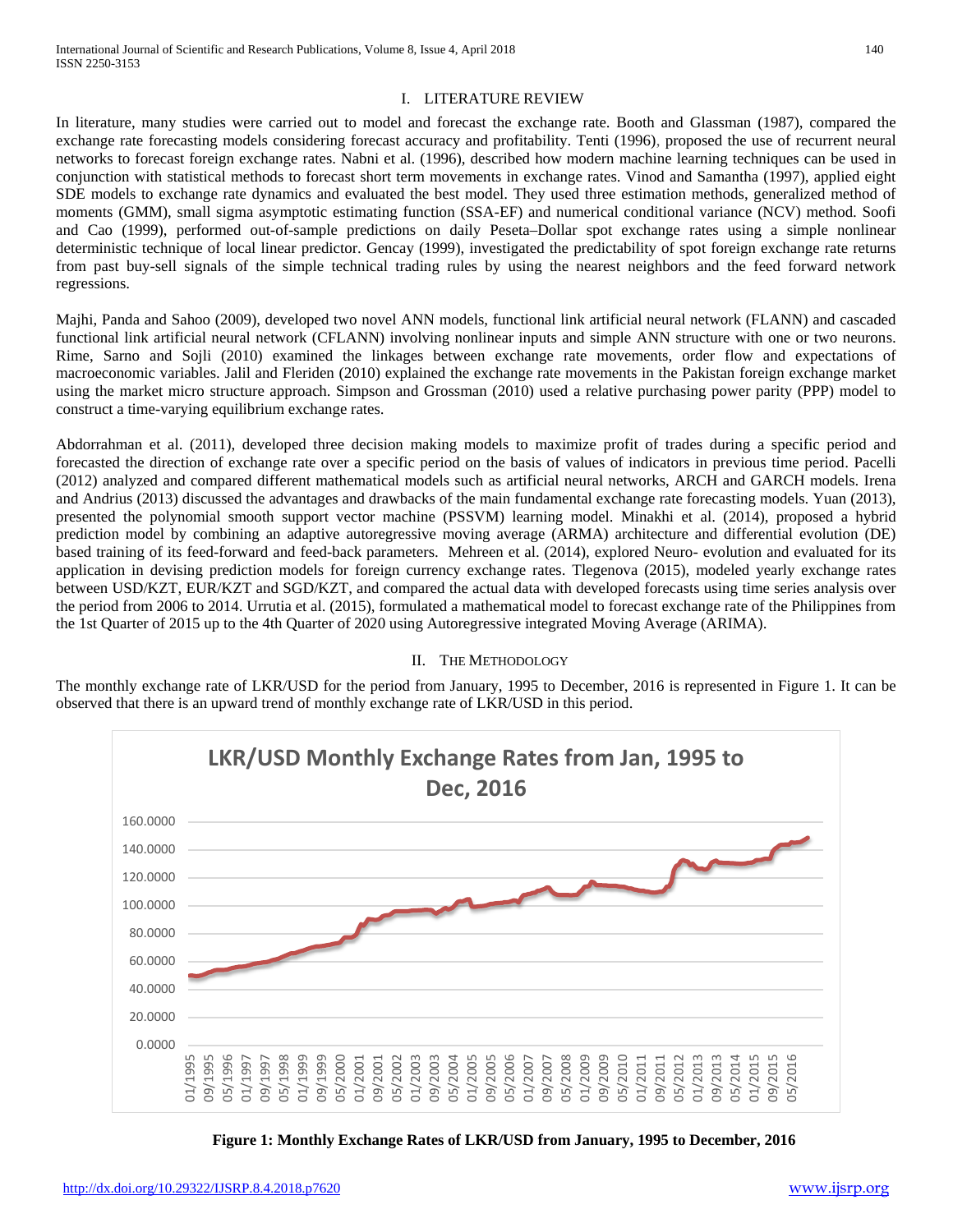## I. LITERATURE REVIEW

In literature, many studies were carried out to model and forecast the exchange rate. Booth and Glassman (1987), compared the exchange rate forecasting models considering forecast accuracy and profitability. Tenti (1996), proposed the use of recurrent neural networks to forecast foreign exchange rates. Nabni et al. (1996), described how modern machine learning techniques can be used in conjunction with statistical methods to forecast short term movements in exchange rates. Vinod and Samantha (1997), applied eight SDE models to exchange rate dynamics and evaluated the best model. They used three estimation methods, generalized method of moments (GMM), small sigma asymptotic estimating function (SSA-EF) and numerical conditional variance (NCV) method. Soofi and Cao (1999), performed out-of-sample predictions on daily Peseta–Dollar spot exchange rates using a simple nonlinear deterministic technique of local linear predictor. Gencay (1999), investigated the predictability of spot foreign exchange rate returns from past buy-sell signals of the simple technical trading rules by using the nearest neighbors and the feed forward network regressions.

Majhi, Panda and Sahoo (2009), developed two novel ANN models, functional link artificial neural network (FLANN) and cascaded functional link artificial neural network (CFLANN) involving nonlinear inputs and simple ANN structure with one or two neurons. Rime, Sarno and Sojli (2010) examined the linkages between exchange rate movements, order flow and expectations of macroeconomic variables. Jalil and Fleriden (2010) explained the exchange rate movements in the Pakistan foreign exchange market using the market micro structure approach. Simpson and Grossman (2010) used a relative purchasing power parity (PPP) model to construct a time-varying equilibrium exchange rates.

Abdorrahman et al. (2011), developed three decision making models to maximize profit of trades during a specific period and forecasted the direction of exchange rate over a specific period on the basis of values of indicators in previous time period. Pacelli (2012) analyzed and compared different mathematical models such as artificial neural networks, ARCH and GARCH models. Irena and Andrius (2013) discussed the advantages and drawbacks of the main fundamental exchange rate forecasting models. Yuan (2013), presented the polynomial smooth support vector machine (PSSVM) learning model. Minakhi et al. (2014), proposed a hybrid prediction model by combining an adaptive autoregressive moving average (ARMA) architecture and differential evolution (DE) based training of its feed-forward and feed-back parameters. Mehreen et al. (2014), explored Neuro- evolution and evaluated for its application in devising prediction models for foreign currency exchange rates. Tlegenova (2015), modeled yearly exchange rates between USD/KZT, EUR/KZT and SGD/KZT, and compared the actual data with developed forecasts using time series analysis over the period from 2006 to 2014. Urrutia et al. (2015), formulated a mathematical model to forecast exchange rate of the Philippines from the 1st Quarter of 2015 up to the 4th Quarter of 2020 using Autoregressive integrated Moving Average (ARIMA).

## II. THE METHODOLOGY

The monthly exchange rate of LKR/USD for the period from January, 1995 to December, 2016 is represented in Figure 1. It can be observed that there is an upward trend of monthly exchange rate of LKR/USD in this period.

**Figure 1: Monthly Exchange Rates of LKR/USD from January, 1995 to December, 2016**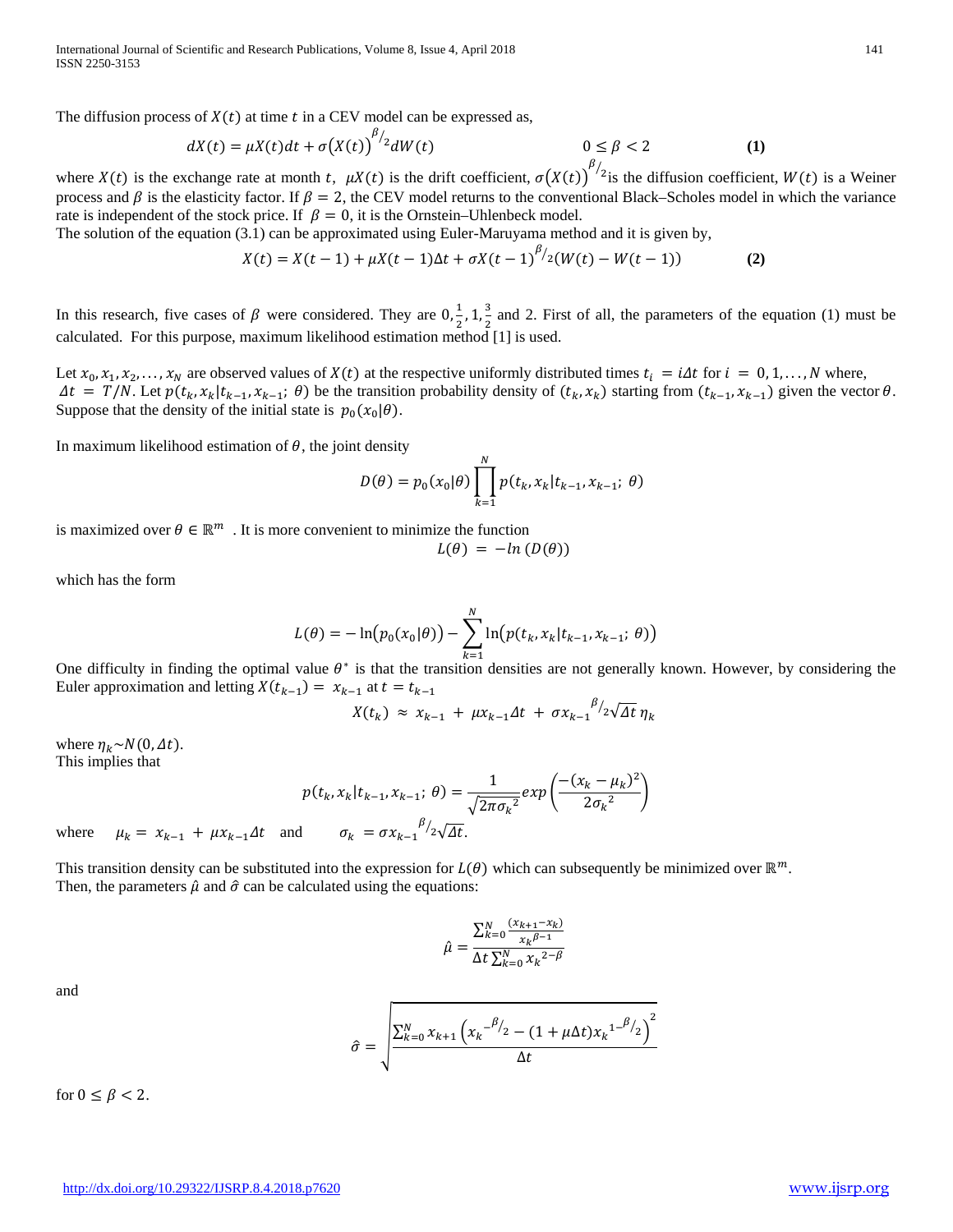The diffusion process of $X(t)$ at time $t$ in a CEV model can be expressed as,

$$dX(t) = \mu X(t)dt + \sigma\big(X(t)\big)^{\beta/_2} dW(t) \qquad\qquad 0 \leq \beta < 2 \qquad\qquad \textbf{(1)}$$

where $X(t)$ is the exchange rate at month $t$, $\mu X(t)$ is the drift coefficient, $\sigma\big(X(t)\big)^{\beta/_2}$ is the diffusion coefficient, $W(t)$ is a Weiner process and $\beta$ is the elasticity factor. If $\beta = 2$, the CEV model returns to the conventional Black–Scholes model in which the variance rate is independent of the stock price. If $\beta = 0$, it is the Ornstein–Uhlenbeck model.
The solution of the equation (3.1) can be approximated using Euler-Maruyama method and it is given by,

$$X(t) = X(t-1) + \mu X(t-1)\Delta t + \sigma X(t-1)^{\beta/_2}(W(t) - W(t-1)) \qquad\qquad \textbf{(2)}$$

In this research, five cases of $\beta$ were considered. They are $0, \frac{1}{2}, 1, \frac{3}{2}$ and 2. First of all, the parameters of the equation (1) must be calculated. For this purpose, maximum likelihood estimation method [1] is used.

Let $x_0, x_1, x_2, \ldots, x_N$ are observed values of $X(t)$ at the respective uniformly distributed times $t_i = i\Delta t$ for $i = 0, 1, \ldots, N$ where, $\Delta t = T/N$. Let $p(t_k, x_k | t_{k-1}, x_{k-1};\, \theta)$ be the transition probability density of $(t_k, x_k)$ starting from $(t_{k-1}, x_{k-1})$ given the vector $\theta$. Suppose that the density of the initial state is $p_0(x_0|\theta)$.

In maximum likelihood estimation of $\theta$, the joint density

$$D(\theta) = p_0(x_0|\theta) \prod_{k=1}^{N} p(t_k, x_k | t_{k-1}, x_{k-1};\, \theta)$$

is maximized over $\theta \in \mathbb{R}^m$. It is more convenient to minimize the function

$$L(\theta) = -ln\,(D(\theta))$$

which has the form

$$L(\theta) = -\ln\big(p_0(x_0|\theta)\big) - \sum_{k=1}^{N} \ln\big(p(t_k, x_k | t_{k-1}, x_{k-1};\, \theta)\big)$$

One difficulty in finding the optimal value $\theta^*$ is that the transition densities are not generally known. However, by considering the Euler approximation and letting $X(t_{k-1}) = x_{k-1}$ at $t = t_{k-1}$

$$X(t_k) \approx x_{k-1} + \mu x_{k-1}\Delta t + \sigma {x_{k-1}}^{\beta/_2}\sqrt{\Delta t}\,\eta_k$$

where $\eta_k \sim N(0, \Delta t)$.
This implies that

$$p(t_k, x_k | t_{k-1}, x_{k-1};\, \theta) = \frac{1}{\sqrt{2\pi {\sigma_k}^2}} exp\left(\frac{-(x_k - \mu_k)^2}{2{\sigma_k}^2}\right)$$

where $\mu_k = x_{k-1} + \mu x_{k-1}\Delta t$ and $\sigma_k = \sigma {x_{k-1}}^{\beta/_2}\sqrt{\Delta t}$.

This transition density can be substituted into the expression for $L(\theta)$ which can subsequently be minimized over $\mathbb{R}^m$.
Then, the parameters $\hat{\mu}$ and $\hat{\sigma}$ can be calculated using the equations:

$$\hat{\mu} = \frac{\sum_{k=0}^{N} \frac{(x_{k+1} - x_k)}{{x_k}^{\beta-1}}}{\Delta t \sum_{k=0}^{N} {x_k}^{2-\beta}}$$

and

$$\hat{\sigma} = \sqrt{\frac{\sum_{k=0}^{N} x_{k+1}\left({x_k}^{-\beta/_2} - (1 + \mu\Delta t){x_k}^{1-\beta/_2}\right)^2}{\Delta t}}$$

for $0 \leq \beta < 2$.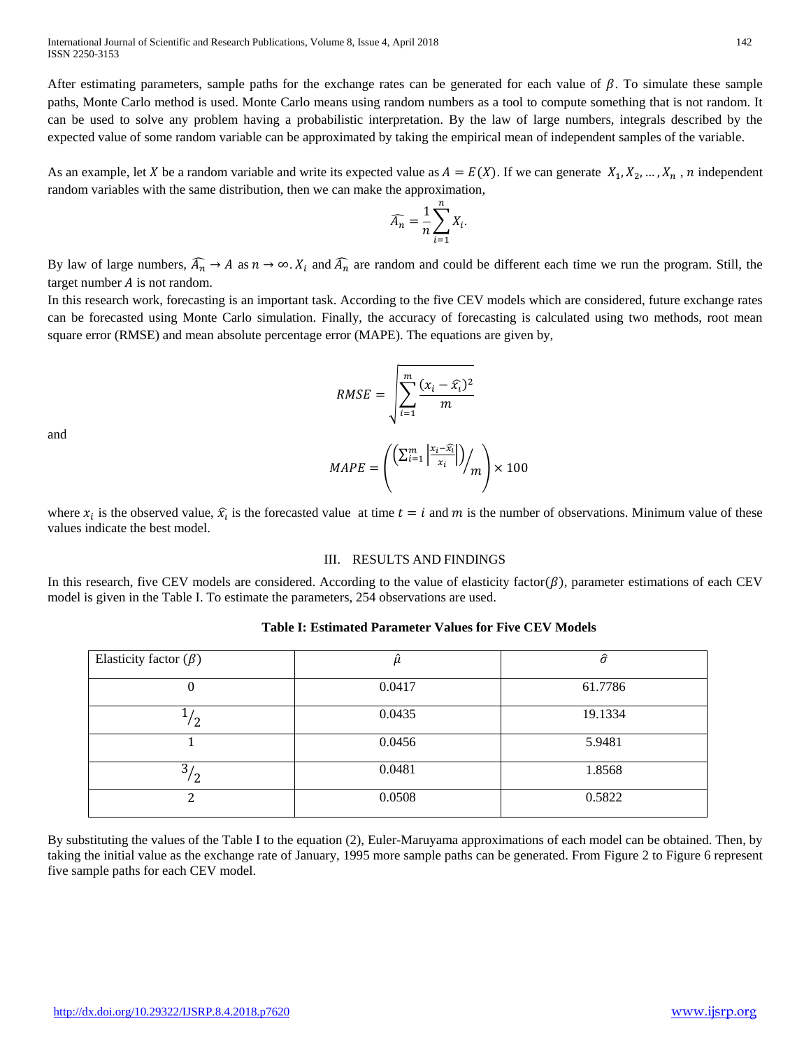After estimating parameters, sample paths for the exchange rates can be generated for each value of $\beta$. To simulate these sample paths, Monte Carlo method is used. Monte Carlo means using random numbers as a tool to compute something that is not random. It can be used to solve any problem having a probabilistic interpretation. By the law of large numbers, integrals described by the expected value of some random variable can be approximated by taking the empirical mean of independent samples of the variable.

As an example, let $X$ be a random variable and write its expected value as $A = E(X)$. If we can generate $X_1, X_2, \dots, X_n$, $n$ independent random variables with the same distribution, then we can make the approximation,

$$\widehat{A_n} = \frac{1}{n}\sum_{i=1}^{n} X_i.$$

By law of large numbers, $\widehat{A_n} \to A$ as $n \to \infty$. $X_i$ and $\widehat{A_n}$ are random and could be different each time we run the program. Still, the target number $A$ is not random.

In this research work, forecasting is an important task. According to the five CEV models which are considered, future exchange rates can be forecasted using Monte Carlo simulation. Finally, the accuracy of forecasting is calculated using two methods, root mean square error (RMSE) and mean absolute percentage error (MAPE). The equations are given by,

$$RMSE = \sqrt{\sum_{i=1}^{m} \frac{(x_i - \widehat{x_i})^2}{m}}$$

and

$$MAPE = \left( \left( \sum_{i=1}^{m} \left| \frac{x_i - \widehat{x_i}}{x_i} \right| \right) \Big/ m \right) \times 100$$

where $x_i$ is the observed value, $\widehat{x_i}$ is the forecasted value at time $t = i$ and $m$ is the number of observations. Minimum value of these values indicate the best model.

## III. RESULTS AND FINDINGS

In this research, five CEV models are considered. According to the value of elasticity factor($\beta$), parameter estimations of each CEV model is given in the Table I. To estimate the parameters, 254 observations are used.

**Table I: Estimated Parameter Values for Five CEV Models**

| Elasticity factor ($\beta$) | $\hat{\mu}$ | $\hat{\sigma}$ |
|---|---|---|
| 0 | 0.0417 | 61.7786 |
| $^1/_2$ | 0.0435 | 19.1334 |
| 1 | 0.0456 | 5.9481 |
| $^3/_2$ | 0.0481 | 1.8568 |
| 2 | 0.0508 | 0.5822 |

By substituting the values of the Table I to the equation (2), Euler-Maruyama approximations of each model can be obtained. Then, by taking the initial value as the exchange rate of January, 1995 more sample paths can be generated. From Figure 2 to Figure 6 represent five sample paths for each CEV model.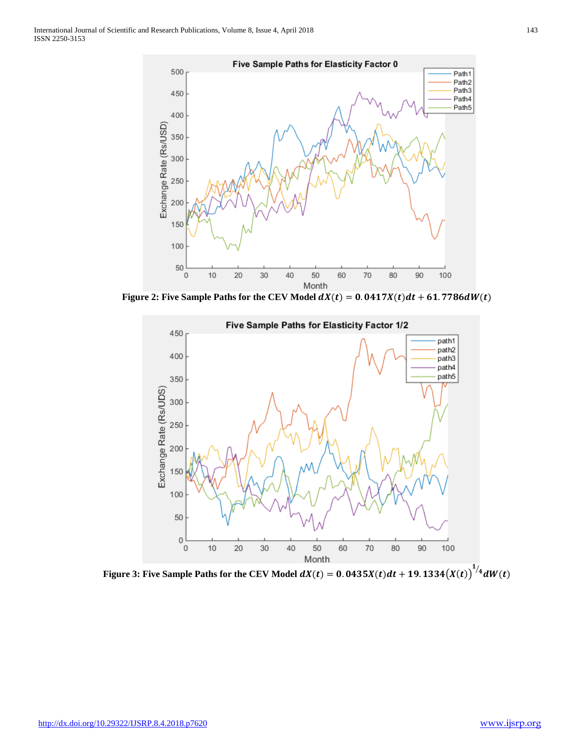**Figure 2: Five Sample Paths for the CEV Model $dX(t) = 0.0417X(t)dt + 61.7786dW(t)$**

**Figure 3: Five Sample Paths for the CEV Model $dX(t) = 0.0435X(t)dt + 19.1334(X(t))^{1/4}dW(t)$**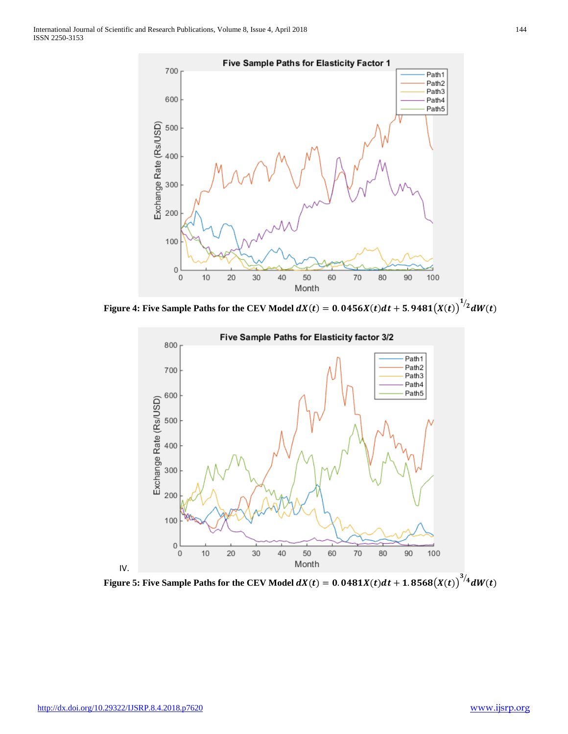**Figure 4: Five Sample Paths for the CEV Model $dX(t) = 0.0456X(t)dt + 5.9481(X(t))^{1/2}dW(t)$**

IV.

**Figure 5: Five Sample Paths for the CEV Model $dX(t) = 0.0481X(t)dt + 1.8568(X(t))^{3/4}dW(t)$**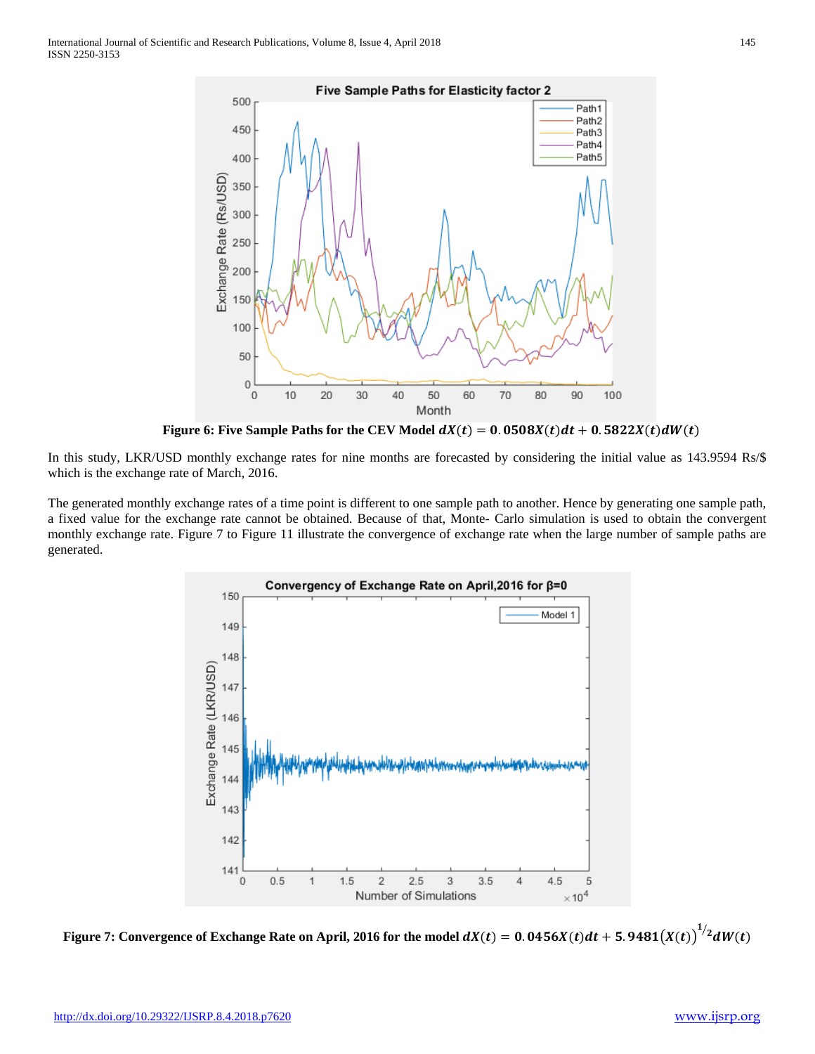**Figure 6: Five Sample Paths for the CEV Model $dX(t) = 0.0508X(t)dt + 0.5822X(t)dW(t)$**

In this study, LKR/USD monthly exchange rates for nine months are forecasted by considering the initial value as 143.9594 Rs/$ which is the exchange rate of March, 2016.

The generated monthly exchange rates of a time point is different to one sample path to another. Hence by generating one sample path, a fixed value for the exchange rate cannot be obtained. Because of that, Monte- Carlo simulation is used to obtain the convergent monthly exchange rate. Figure 7 to Figure 11 illustrate the convergence of exchange rate when the large number of sample paths are generated.

**Figure 7: Convergence of Exchange Rate on April, 2016 for the model $dX(t) = 0.0456X(t)dt + 5.9481(X(t))^{1/2}dW(t)$**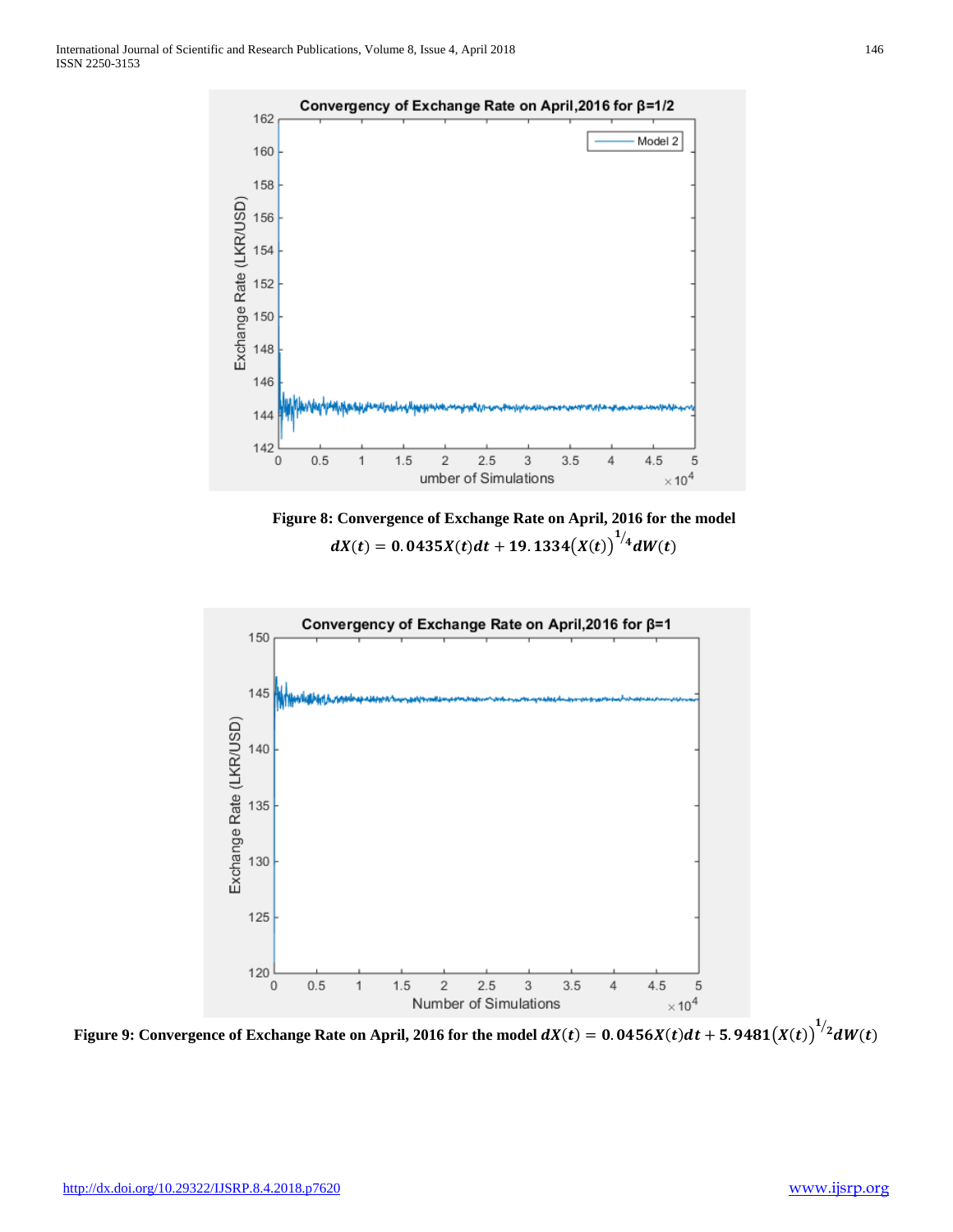**Figure 8: Convergence of Exchange Rate on April, 2016 for the model** $dX(t) = 0.0435X(t)dt + 19.1334(X(t))^{1/4}dW(t)$

**Figure 9: Convergence of Exchange Rate on April, 2016 for the model** $dX(t) = 0.0456X(t)dt + 5.9481(X(t))^{1/2}dW(t)$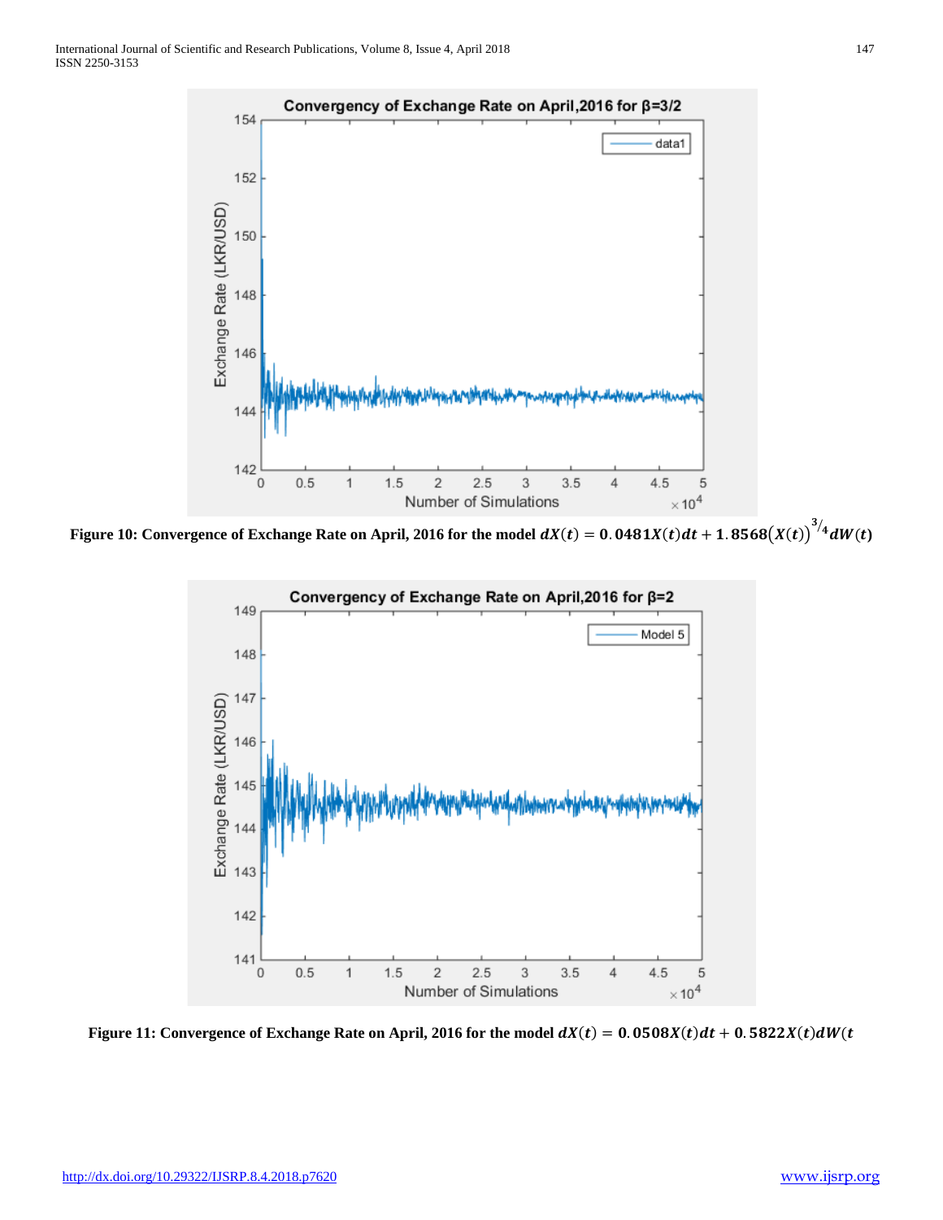Figure 10: Convergence of Exchange Rate on April, 2016 for the model $dX(t) = 0.0481X(t)dt + 1.8568(X(t))^{3/4}dW(t)$

Figure 11: Convergence of Exchange Rate on April, 2016 for the model $dX(t) = 0.0508X(t)dt + 0.5822X(t)dW(t$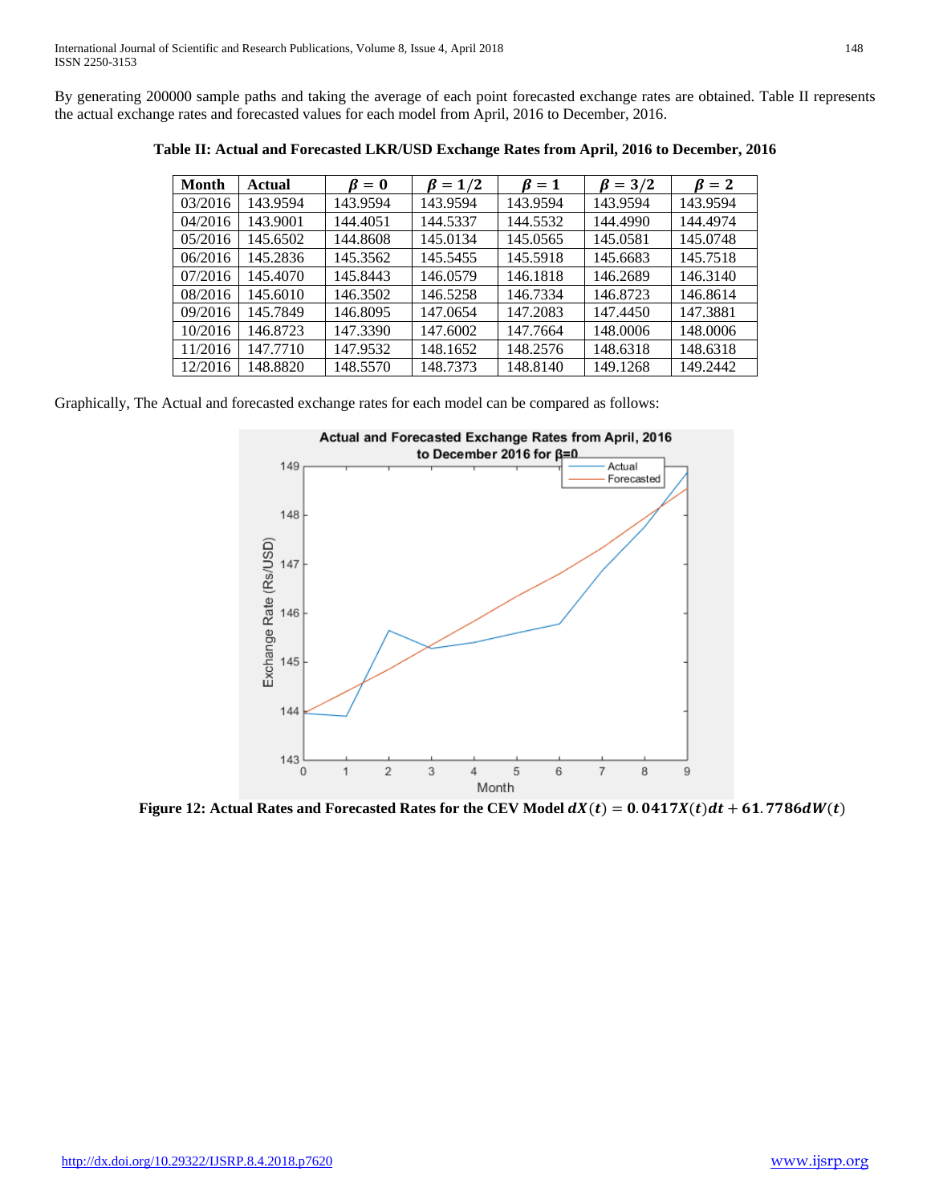By generating 200000 sample paths and taking the average of each point forecasted exchange rates are obtained. Table II represents the actual exchange rates and forecasted values for each model from April, 2016 to December, 2016.

**Table II: Actual and Forecasted LKR/USD Exchange Rates from April, 2016 to December, 2016**

| Month | Actual | $\beta = 0$ | $\beta = 1/2$ | $\beta = 1$ | $\beta = 3/2$ | $\beta = 2$ |
|---|---|---|---|---|---|---|
| 03/2016 | 143.9594 | 143.9594 | 143.9594 | 143.9594 | 143.9594 | 143.9594 |
| 04/2016 | 143.9001 | 144.4051 | 144.5337 | 144.5532 | 144.4990 | 144.4974 |
| 05/2016 | 145.6502 | 144.8608 | 145.0134 | 145.0565 | 145.0581 | 145.0748 |
| 06/2016 | 145.2836 | 145.3562 | 145.5455 | 145.5918 | 145.6683 | 145.7518 |
| 07/2016 | 145.4070 | 145.8443 | 146.0579 | 146.1818 | 146.2689 | 146.3140 |
| 08/2016 | 145.6010 | 146.3502 | 146.5258 | 146.7334 | 146.8723 | 146.8614 |
| 09/2016 | 145.7849 | 146.8095 | 147.0654 | 147.2083 | 147.4450 | 147.3881 |
| 10/2016 | 146.8723 | 147.3390 | 147.6002 | 147.7664 | 148.0006 | 148.0006 |
| 11/2016 | 147.7710 | 147.9532 | 148.1652 | 148.2576 | 148.6318 | 148.6318 |
| 12/2016 | 148.8820 | 148.5570 | 148.7373 | 148.8140 | 149.1268 | 149.2442 |

Graphically, The Actual and forecasted exchange rates for each model can be compared as follows:

**Figure 12: Actual Rates and Forecasted Rates for the CEV Model $dX(t) = 0.0417X(t)dt + 61.7786dW(t)$**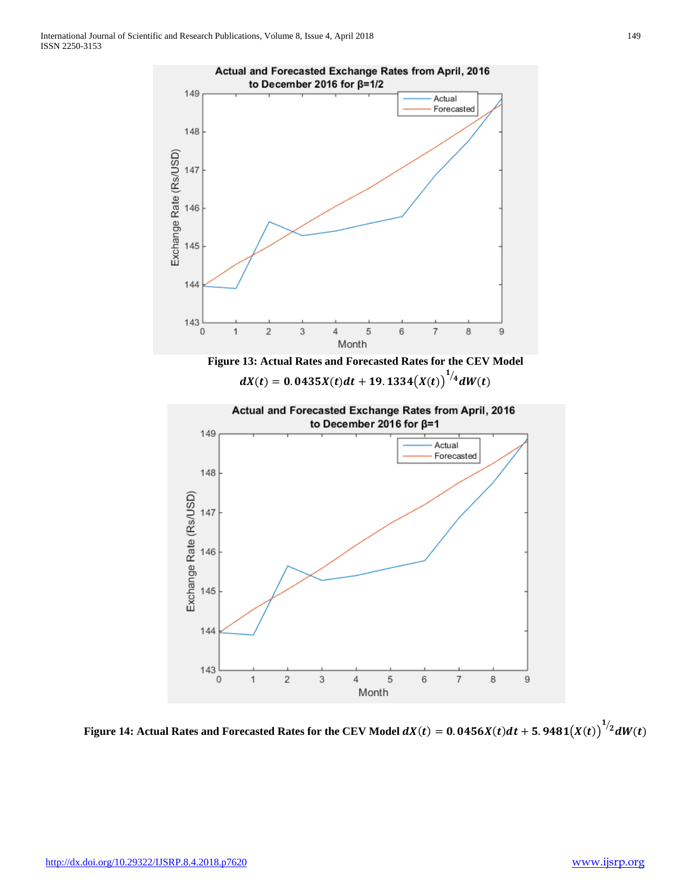**Figure 13: Actual Rates and Forecasted Rates for the CEV Model**

$$dX(t) = 0.0435X(t)dt + 19.1334\big(X(t)\big)^{1/4}dW(t)$$

**Figure 14: Actual Rates and Forecasted Rates for the CEV Model** $dX(t) = 0.0456X(t)dt + 5.9481\big(X(t)\big)^{1/2}dW(t)$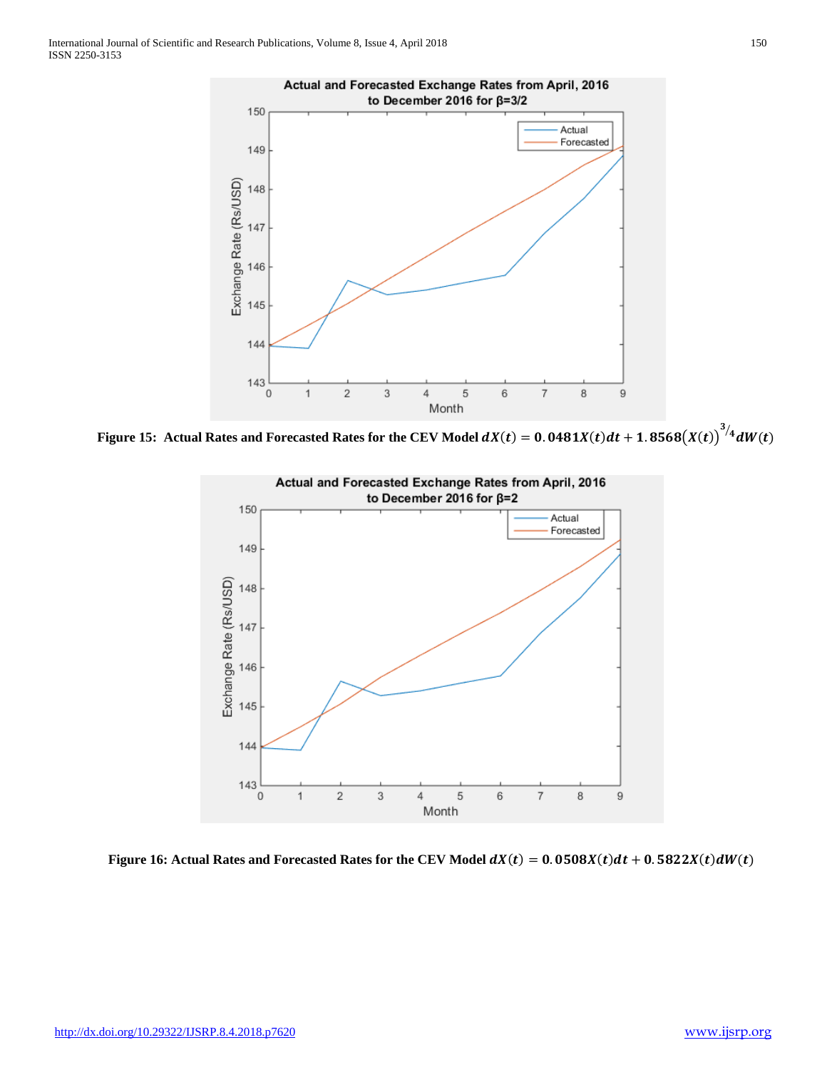**Figure 15: Actual Rates and Forecasted Rates for the CEV Model $dX(t) = 0.0481X(t)dt + 1.8568\big(X(t)\big)^{3/4}dW(t)$**

**Figure 16: Actual Rates and Forecasted Rates for the CEV Model $dX(t) = 0.0508X(t)dt + 0.5822X(t)dW(t)$**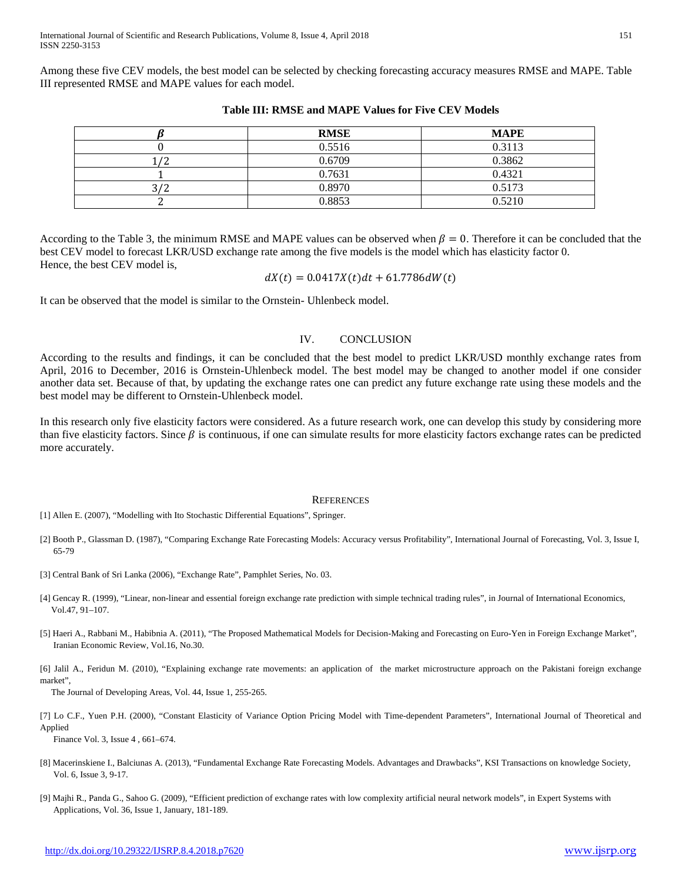Among these five CEV models, the best model can be selected by checking forecasting accuracy measures RMSE and MAPE. Table III represented RMSE and MAPE values for each model.

**Table III: RMSE and MAPE Values for Five CEV Models**

| $\beta$ | RMSE | MAPE |
|---|---|---|
| 0 | 0.5516 | 0.3113 |
| 1/2 | 0.6709 | 0.3862 |
| 1 | 0.7631 | 0.4321 |
| 3/2 | 0.8970 | 0.5173 |
| 2 | 0.8853 | 0.5210 |

According to the Table 3, the minimum RMSE and MAPE values can be observed when $\beta = 0$. Therefore it can be concluded that the best CEV model to forecast LKR/USD exchange rate among the five models is the model which has elasticity factor 0.
Hence, the best CEV model is,

$$dX(t) = 0.0417X(t)dt + 61.7786dW(t)$$

It can be observed that the model is similar to the Ornstein- Uhlenbeck model.

## IV. CONCLUSION

According to the results and findings, it can be concluded that the best model to predict LKR/USD monthly exchange rates from April, 2016 to December, 2016 is Ornstein-Uhlenbeck model. The best model may be changed to another model if one consider another data set. Because of that, by updating the exchange rates one can predict any future exchange rate using these models and the best model may be different to Ornstein-Uhlenbeck model.

In this research only five elasticity factors were considered. As a future research work, one can develop this study by considering more than five elasticity factors. Since $\beta$ is continuous, if one can simulate results for more elasticity factors exchange rates can be predicted more accurately.

## REFERENCES

[1] Allen E. (2007), "Modelling with Ito Stochastic Differential Equations", Springer.

[2] Booth P., Glassman D. (1987), "Comparing Exchange Rate Forecasting Models: Accuracy versus Profitability", International Journal of Forecasting, Vol. 3, Issue I, 65-79

[3] Central Bank of Sri Lanka (2006), "Exchange Rate", Pamphlet Series, No. 03.

[4] Gencay R. (1999), "Linear, non-linear and essential foreign exchange rate prediction with simple technical trading rules", in Journal of International Economics, Vol.47, 91–107.

[5] Haeri A., Rabbani M., Habibnia A. (2011), "The Proposed Mathematical Models for Decision-Making and Forecasting on Euro-Yen in Foreign Exchange Market", Iranian Economic Review, Vol.16, No.30.

[6] Jalil A., Feridun M. (2010), "Explaining exchange rate movements: an application of the market microstructure approach on the Pakistani foreign exchange market", The Journal of Developing Areas, Vol. 44, Issue 1, 255-265.

[7] Lo C.F., Yuen P.H. (2000), "Constant Elasticity of Variance Option Pricing Model with Time-dependent Parameters", International Journal of Theoretical and Applied Finance Vol. 3, Issue 4 , 661–674.

[8] Macerinskiene I., Balciunas A. (2013), "Fundamental Exchange Rate Forecasting Models. Advantages and Drawbacks", KSI Transactions on knowledge Society, Vol. 6, Issue 3, 9-17.

[9] Majhi R., Panda G., Sahoo G. (2009), "Efficient prediction of exchange rates with low complexity artificial neural network models", in Expert Systems with Applications, Vol. 36, Issue 1, January, 181-189.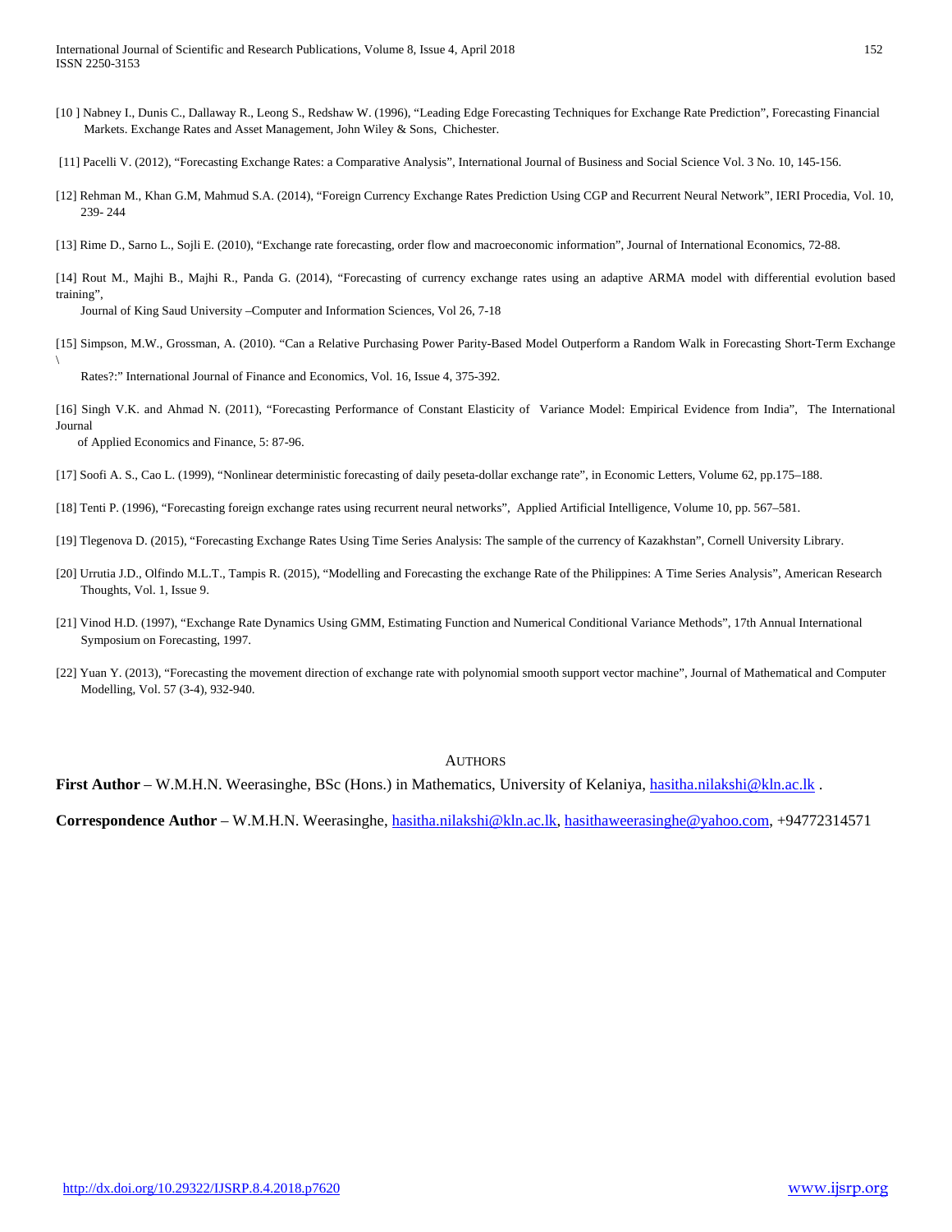[10 ] Nabney I., Dunis C., Dallaway R., Leong S., Redshaw W. (1996), "Leading Edge Forecasting Techniques for Exchange Rate Prediction", Forecasting Financial Markets. Exchange Rates and Asset Management, John Wiley & Sons, Chichester.

[11] Pacelli V. (2012), "Forecasting Exchange Rates: a Comparative Analysis", International Journal of Business and Social Science Vol. 3 No. 10, 145-156.

[12] Rehman M., Khan G.M, Mahmud S.A. (2014), "Foreign Currency Exchange Rates Prediction Using CGP and Recurrent Neural Network", IERI Procedia, Vol. 10, 239- 244

[13] Rime D., Sarno L., Sojli E. (2010), "Exchange rate forecasting, order flow and macroeconomic information", Journal of International Economics, 72-88.

[14] Rout M., Majhi B., Majhi R., Panda G. (2014), "Forecasting of currency exchange rates using an adaptive ARMA model with differential evolution based training", Journal of King Saud University –Computer and Information Sciences, Vol 26, 7-18

[15] Simpson, M.W., Grossman, A. (2010). "Can a Relative Purchasing Power Parity-Based Model Outperform a Random Walk in Forecasting Short-Term Exchange \ Rates?:" International Journal of Finance and Economics, Vol. 16, Issue 4, 375-392.

[16] Singh V.K. and Ahmad N. (2011), "Forecasting Performance of Constant Elasticity of Variance Model: Empirical Evidence from India", The International Journal of Applied Economics and Finance, 5: 87-96.

[17] Soofi A. S., Cao L. (1999), "Nonlinear deterministic forecasting of daily peseta-dollar exchange rate", in Economic Letters, Volume 62, pp.175–188.

[18] Tenti P. (1996), "Forecasting foreign exchange rates using recurrent neural networks", Applied Artificial Intelligence, Volume 10, pp. 567–581.

[19] Tlegenova D. (2015), "Forecasting Exchange Rates Using Time Series Analysis: The sample of the currency of Kazakhstan", Cornell University Library.

[20] Urrutia J.D., Olfindo M.L.T., Tampis R. (2015), "Modelling and Forecasting the exchange Rate of the Philippines: A Time Series Analysis", American Research Thoughts, Vol. 1, Issue 9.

[21] Vinod H.D. (1997), "Exchange Rate Dynamics Using GMM, Estimating Function and Numerical Conditional Variance Methods", 17th Annual International Symposium on Forecasting, 1997.

[22] Yuan Y. (2013), "Forecasting the movement direction of exchange rate with polynomial smooth support vector machine", Journal of Mathematical and Computer Modelling, Vol. 57 (3-4), 932-940.

## Authors

**First Author** – W.M.H.N. Weerasinghe, BSc (Hons.) in Mathematics, University of Kelaniya, hasitha.nilakshi@kln.ac.lk .

**Correspondence Author** – W.M.H.N. Weerasinghe, hasitha.nilakshi@kln.ac.lk, hasithaweerasinghe@yahoo.com, +94772314571